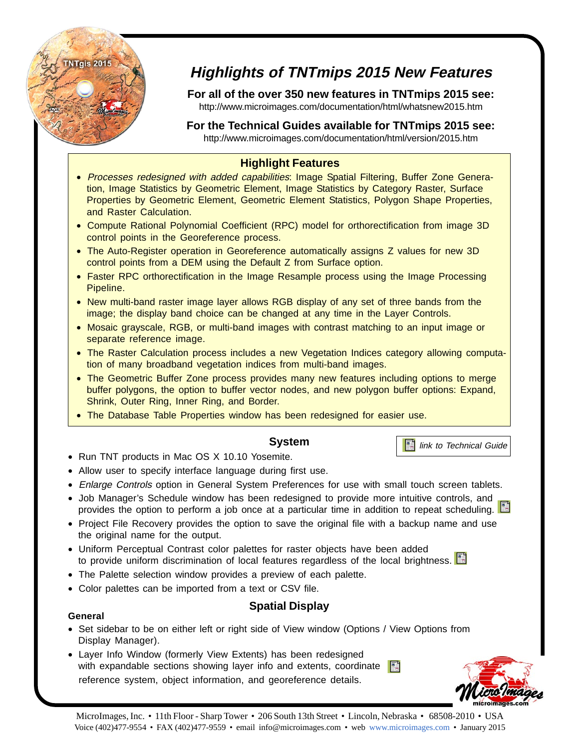# *Highlights of TNTmips 2015 New Features*

**For all of the over 350 new features in TNTmips 2015 see:**
http://www.microimages.com/documentation/html/whatsnew2015.htm

**For the Technical Guides available for TNTmips 2015 see:**
http://www.microimages.com/documentation/html/version/2015.htm

## Highlight Features

- *Processes redesigned with added capabilities*: Image Spatial Filtering, Buffer Zone Generation, Image Statistics by Geometric Element, Image Statistics by Category Raster, Surface Properties by Geometric Element, Geometric Element Statistics, Polygon Shape Properties, and Raster Calculation.
- Compute Rational Polynomial Coefficient (RPC) model for orthorectification from image 3D control points in the Georeference process.
- The Auto-Register operation in Georeference automatically assigns Z values for new 3D control points from a DEM using the Default Z from Surface option.
- Faster RPC orthorectification in the Image Resample process using the Image Processing Pipeline.
- New multi-band raster image layer allows RGB display of any set of three bands from the image; the display band choice can be changed at any time in the Layer Controls.
- Mosaic grayscale, RGB, or multi-band images with contrast matching to an input image or separate reference image.
- The Raster Calculation process includes a new Vegetation Indices category allowing computation of many broadband vegetation indices from multi-band images.
- The Geometric Buffer Zone process provides many new features including options to merge buffer polygons, the option to buffer vector nodes, and new polygon buffer options: Expand, Shrink, Outer Ring, Inner Ring, and Border.
- The Database Table Properties window has been redesigned for easier use.

## System

*link to Technical Guide*

- Run TNT products in Mac OS X 10.10 Yosemite.
- Allow user to specify interface language during first use.
- *Enlarge Controls* option in General System Preferences for use with small touch screen tablets.
- Job Manager's Schedule window has been redesigned to provide more intuitive controls, and provides the option to perform a job once at a particular time in addition to repeat scheduling.
- Project File Recovery provides the option to save the original file with a backup name and use the original name for the output.
- Uniform Perceptual Contrast color palettes for raster objects have been added to provide uniform discrimination of local features regardless of the local brightness.
- The Palette selection window provides a preview of each palette.
- Color palettes can be imported from a text or CSV file.

## Spatial Display

### General

- Set sidebar to be on either left or right side of View window (Options / View Options from Display Manager).
- Layer Info Window (formerly View Extents) has been redesigned with expandable sections showing layer info and extents, coordinate reference system, object information, and georeference details.

MicroImages, Inc. • 11th Floor - Sharp Tower • 206 South 13th Street • Lincoln, Nebraska • 68508-2010 • USA
Voice (402)477-9554 • FAX (402)477-9559 • email info@microimages.com • web www.microimages.com • January 2015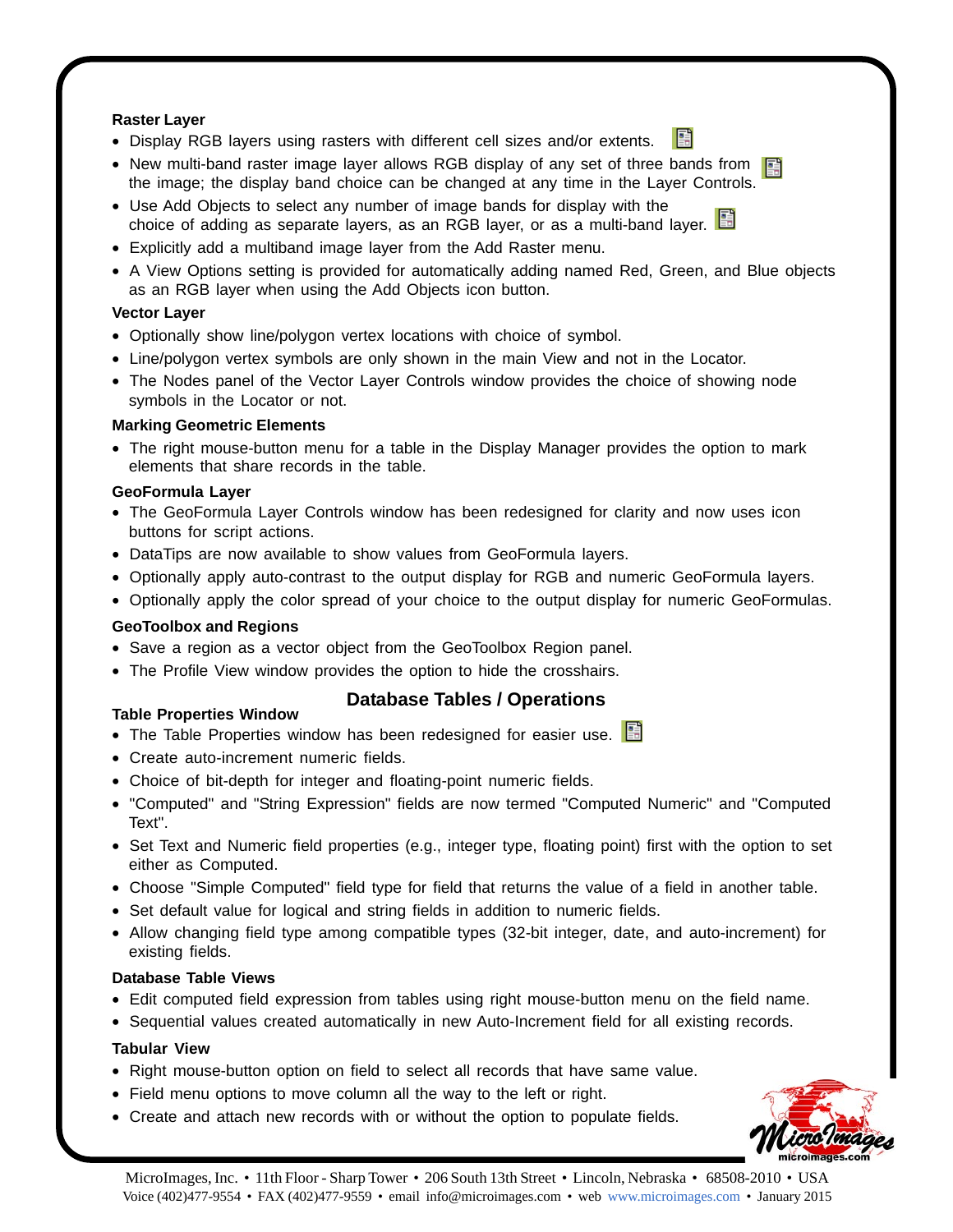**Raster Layer**

- Display RGB layers using rasters with different cell sizes and/or extents.
- New multi-band raster image layer allows RGB display of any set of three bands from the image; the display band choice can be changed at any time in the Layer Controls.
- Use Add Objects to select any number of image bands for display with the choice of adding as separate layers, as an RGB layer, or as a multi-band layer.
- Explicitly add a multiband image layer from the Add Raster menu.
- A View Options setting is provided for automatically adding named Red, Green, and Blue objects as an RGB layer when using the Add Objects icon button.

**Vector Layer**

- Optionally show line/polygon vertex locations with choice of symbol.
- Line/polygon vertex symbols are only shown in the main View and not in the Locator.
- The Nodes panel of the Vector Layer Controls window provides the choice of showing node symbols in the Locator or not.

**Marking Geometric Elements**

- The right mouse-button menu for a table in the Display Manager provides the option to mark elements that share records in the table.

**GeoFormula Layer**

- The GeoFormula Layer Controls window has been redesigned for clarity and now uses icon buttons for script actions.
- DataTips are now available to show values from GeoFormula layers.
- Optionally apply auto-contrast to the output display for RGB and numeric GeoFormula layers.
- Optionally apply the color spread of your choice to the output display for numeric GeoFormulas.

**GeoToolbox and Regions**

- Save a region as a vector object from the GeoToolbox Region panel.
- The Profile View window provides the option to hide the crosshairs.

## Database Tables / Operations

**Table Properties Window**

- The Table Properties window has been redesigned for easier use.
- Create auto-increment numeric fields.
- Choice of bit-depth for integer and floating-point numeric fields.
- "Computed" and "String Expression" fields are now termed "Computed Numeric" and "Computed Text".
- Set Text and Numeric field properties (e.g., integer type, floating point) first with the option to set either as Computed.
- Choose "Simple Computed" field type for field that returns the value of a field in another table.
- Set default value for logical and string fields in addition to numeric fields.
- Allow changing field type among compatible types (32-bit integer, date, and auto-increment) for existing fields.

**Database Table Views**

- Edit computed field expression from tables using right mouse-button menu on the field name.
- Sequential values created automatically in new Auto-Increment field for all existing records.

**Tabular View**

- Right mouse-button option on field to select all records that have same value.
- Field menu options to move column all the way to the left or right.
- Create and attach new records with or without the option to populate fields.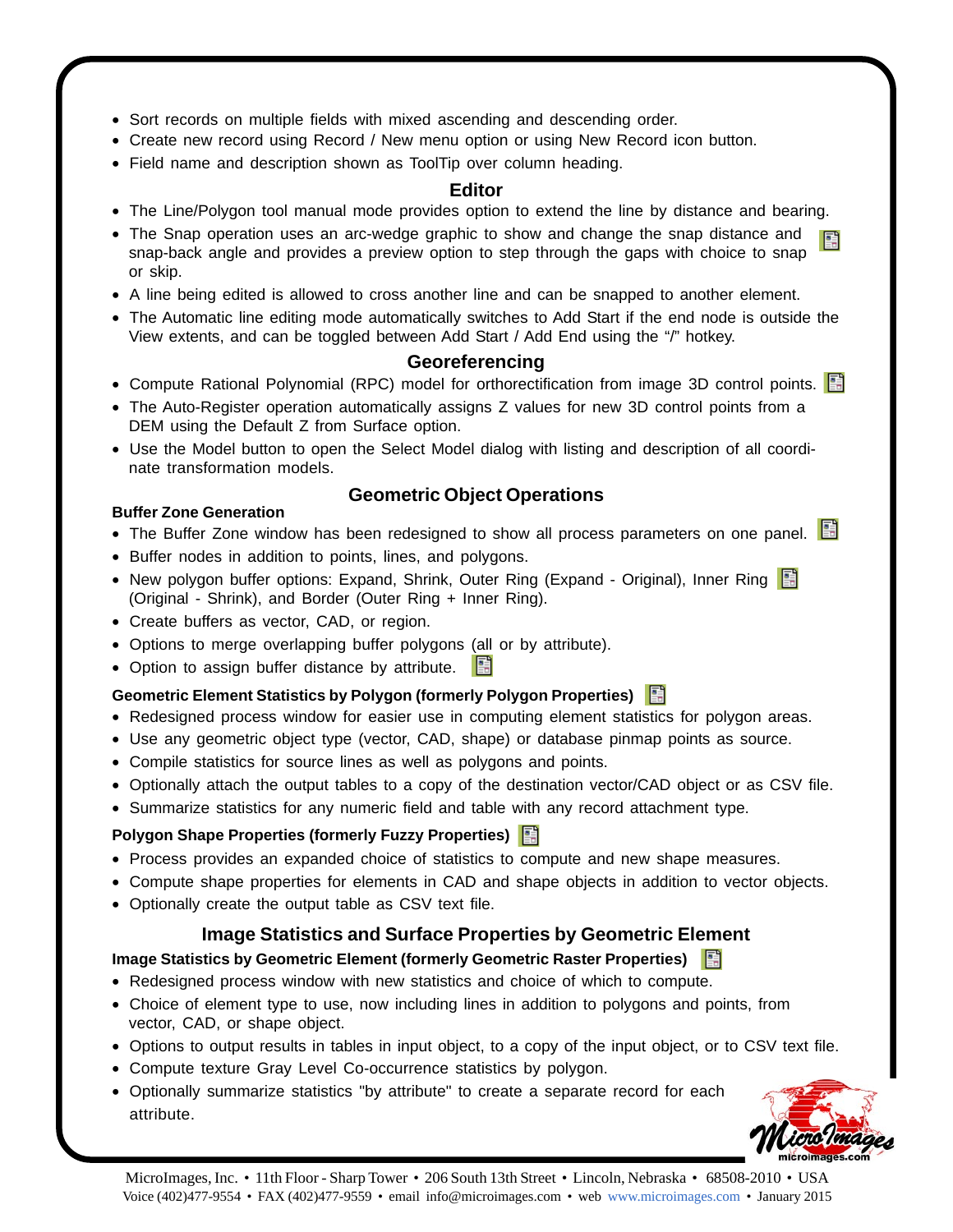- Sort records on multiple fields with mixed ascending and descending order.
- Create new record using Record / New menu option or using New Record icon button.
- Field name and description shown as ToolTip over column heading.

## Editor

- The Line/Polygon tool manual mode provides option to extend the line by distance and bearing.
- The Snap operation uses an arc-wedge graphic to show and change the snap distance and snap-back angle and provides a preview option to step through the gaps with choice to snap or skip.
- A line being edited is allowed to cross another line and can be snapped to another element.
- The Automatic line editing mode automatically switches to Add Start if the end node is outside the View extents, and can be toggled between Add Start / Add End using the "/" hotkey.

## Georeferencing

- Compute Rational Polynomial (RPC) model for orthorectification from image 3D control points.
- The Auto-Register operation automatically assigns Z values for new 3D control points from a DEM using the Default Z from Surface option.
- Use the Model button to open the Select Model dialog with listing and description of all coordinate transformation models.

## Geometric Object Operations

### Buffer Zone Generation

- The Buffer Zone window has been redesigned to show all process parameters on one panel.
- Buffer nodes in addition to points, lines, and polygons.
- New polygon buffer options: Expand, Shrink, Outer Ring (Expand - Original), Inner Ring (Original - Shrink), and Border (Outer Ring + Inner Ring).
- Create buffers as vector, CAD, or region.
- Options to merge overlapping buffer polygons (all or by attribute).
- Option to assign buffer distance by attribute.

### Geometric Element Statistics by Polygon (formerly Polygon Properties)

- Redesigned process window for easier use in computing element statistics for polygon areas.
- Use any geometric object type (vector, CAD, shape) or database pinmap points as source.
- Compile statistics for source lines as well as polygons and points.
- Optionally attach the output tables to a copy of the destination vector/CAD object or as CSV file.
- Summarize statistics for any numeric field and table with any record attachment type.

### Polygon Shape Properties (formerly Fuzzy Properties)

- Process provides an expanded choice of statistics to compute and new shape measures.
- Compute shape properties for elements in CAD and shape objects in addition to vector objects.
- Optionally create the output table as CSV text file.

## Image Statistics and Surface Properties by Geometric Element

### Image Statistics by Geometric Element (formerly Geometric Raster Properties)

- Redesigned process window with new statistics and choice of which to compute.
- Choice of element type to use, now including lines in addition to polygons and points, from vector, CAD, or shape object.
- Options to output results in tables in input object, to a copy of the input object, or to CSV text file.
- Compute texture Gray Level Co-occurrence statistics by polygon.
- Optionally summarize statistics "by attribute" to create a separate record for each attribute.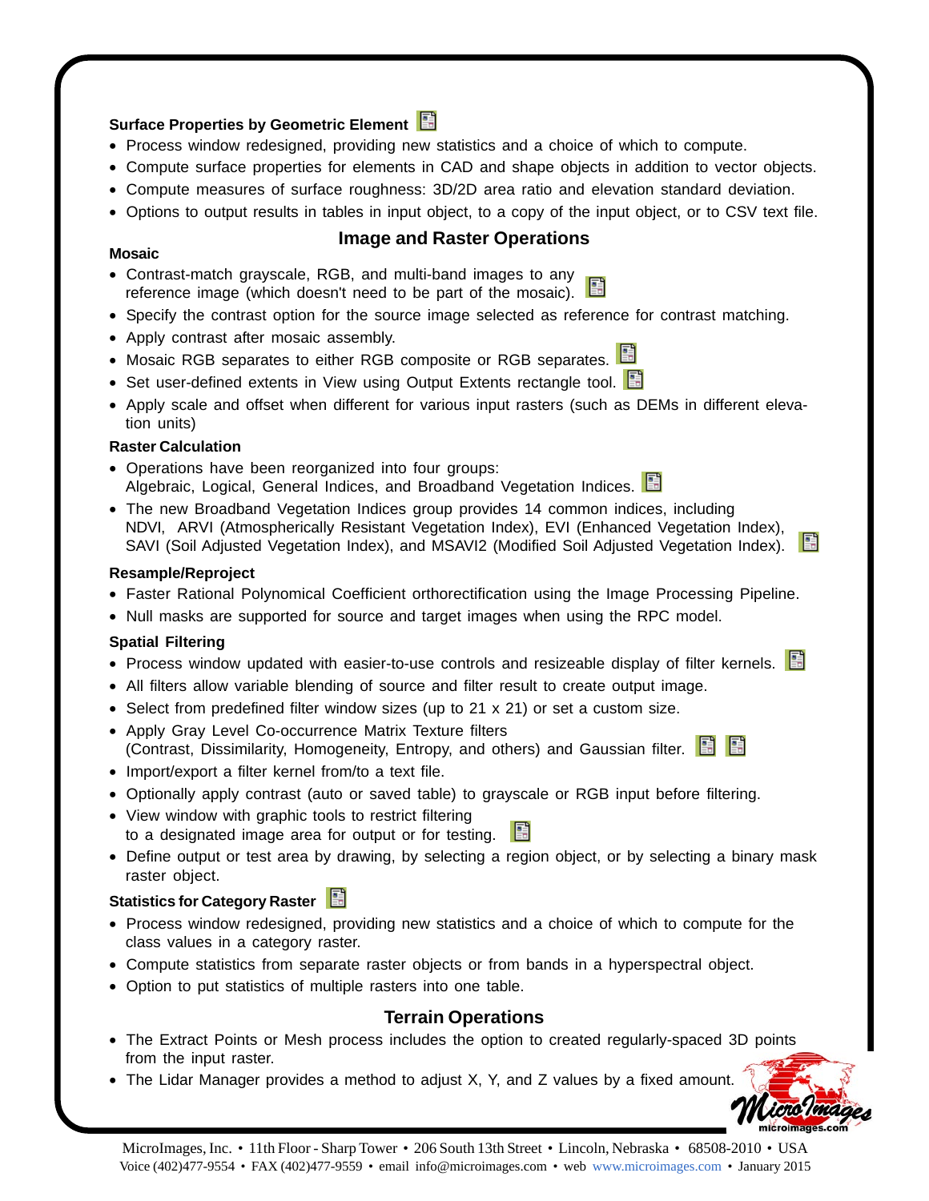**Surface Properties by Geometric Element**

- Process window redesigned, providing new statistics and a choice of which to compute.
- Compute surface properties for elements in CAD and shape objects in addition to vector objects.
- Compute measures of surface roughness: 3D/2D area ratio and elevation standard deviation.
- Options to output results in tables in input object, to a copy of the input object, or to CSV text file.

## Image and Raster Operations

**Mosaic**

- Contrast-match grayscale, RGB, and multi-band images to any reference image (which doesn't need to be part of the mosaic).
- Specify the contrast option for the source image selected as reference for contrast matching.
- Apply contrast after mosaic assembly.
- Mosaic RGB separates to either RGB composite or RGB separates.
- Set user-defined extents in View using Output Extents rectangle tool.
- Apply scale and offset when different for various input rasters (such as DEMs in different elevation units)

**Raster Calculation**

- Operations have been reorganized into four groups: Algebraic, Logical, General Indices, and Broadband Vegetation Indices.
- The new Broadband Vegetation Indices group provides 14 common indices, including NDVI, ARVI (Atmospherically Resistant Vegetation Index), EVI (Enhanced Vegetation Index), SAVI (Soil Adjusted Vegetation Index), and MSAVI2 (Modified Soil Adjusted Vegetation Index).

**Resample/Reproject**

- Faster Rational Polynomical Coefficient orthorectification using the Image Processing Pipeline.
- Null masks are supported for source and target images when using the RPC model.

**Spatial Filtering**

- Process window updated with easier-to-use controls and resizeable display of filter kernels.
- All filters allow variable blending of source and filter result to create output image.
- Select from predefined filter window sizes (up to 21 x 21) or set a custom size.
- Apply Gray Level Co-occurrence Matrix Texture filters (Contrast, Dissimilarity, Homogeneity, Entropy, and others) and Gaussian filter.
- Import/export a filter kernel from/to a text file.
- Optionally apply contrast (auto or saved table) to grayscale or RGB input before filtering.
- View window with graphic tools to restrict filtering to a designated image area for output or for testing.
- Define output or test area by drawing, by selecting a region object, or by selecting a binary mask raster object.

**Statistics for Category Raster**

- Process window redesigned, providing new statistics and a choice of which to compute for the class values in a category raster.
- Compute statistics from separate raster objects or from bands in a hyperspectral object.
- Option to put statistics of multiple rasters into one table.

## Terrain Operations

- The Extract Points or Mesh process includes the option to created regularly-spaced 3D points from the input raster.
- The Lidar Manager provides a method to adjust X, Y, and Z values by a fixed amount.

MicroImages, Inc. • 11th Floor - Sharp Tower • 206 South 13th Street • Lincoln, Nebraska • 68508-2010 • USA
Voice (402)477-9554 • FAX (402)477-9559 • email info@microimages.com • web www.microimages.com • January 2015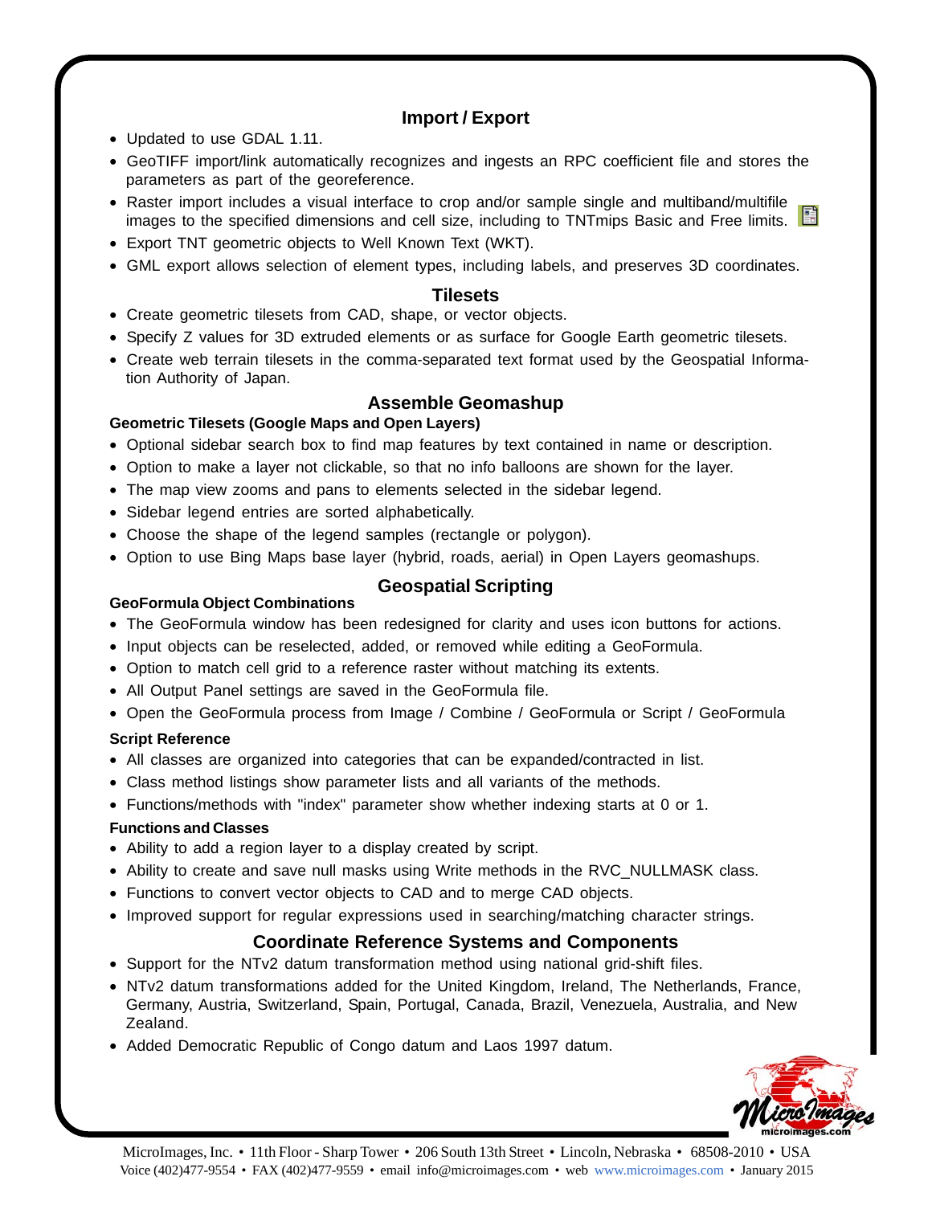## Import / Export

- Updated to use GDAL 1.11.
- GeoTIFF import/link automatically recognizes and ingests an RPC coefficient file and stores the parameters as part of the georeference.
- Raster import includes a visual interface to crop and/or sample single and multiband/multifile images to the specified dimensions and cell size, including to TNTmips Basic and Free limits.
- Export TNT geometric objects to Well Known Text (WKT).
- GML export allows selection of element types, including labels, and preserves 3D coordinates.

## Tilesets

- Create geometric tilesets from CAD, shape, or vector objects.
- Specify Z values for 3D extruded elements or as surface for Google Earth geometric tilesets.
- Create web terrain tilesets in the comma-separated text format used by the Geospatial Information Authority of Japan.

## Assemble Geomashup

### Geometric Tilesets (Google Maps and Open Layers)

- Optional sidebar search box to find map features by text contained in name or description.
- Option to make a layer not clickable, so that no info balloons are shown for the layer.
- The map view zooms and pans to elements selected in the sidebar legend.
- Sidebar legend entries are sorted alphabetically.
- Choose the shape of the legend samples (rectangle or polygon).
- Option to use Bing Maps base layer (hybrid, roads, aerial) in Open Layers geomashups.

## Geospatial Scripting

### GeoFormula Object Combinations

- The GeoFormula window has been redesigned for clarity and uses icon buttons for actions.
- Input objects can be reselected, added, or removed while editing a GeoFormula.
- Option to match cell grid to a reference raster without matching its extents.
- All Output Panel settings are saved in the GeoFormula file.
- Open the GeoFormula process from Image / Combine / GeoFormula or Script / GeoFormula

### Script Reference

- All classes are organized into categories that can be expanded/contracted in list.
- Class method listings show parameter lists and all variants of the methods.
- Functions/methods with "index" parameter show whether indexing starts at 0 or 1.

### Functions and Classes

- Ability to add a region layer to a display created by script.
- Ability to create and save null masks using Write methods in the RVC_NULLMASK class.
- Functions to convert vector objects to CAD and to merge CAD objects.
- Improved support for regular expressions used in searching/matching character strings.

## Coordinate Reference Systems and Components

- Support for the NTv2 datum transformation method using national grid-shift files.
- NTv2 datum transformations added for the United Kingdom, Ireland, The Netherlands, France, Germany, Austria, Switzerland, Spain, Portugal, Canada, Brazil, Venezuela, Australia, and New Zealand.
- Added Democratic Republic of Congo datum and Laos 1997 datum.

MicroImages, Inc. • 11th Floor - Sharp Tower • 206 South 13th Street • Lincoln, Nebraska • 68508-2010 • USA
Voice (402)477-9554 • FAX (402)477-9559 • email info@microimages.com • web www.microimages.com • January 2015